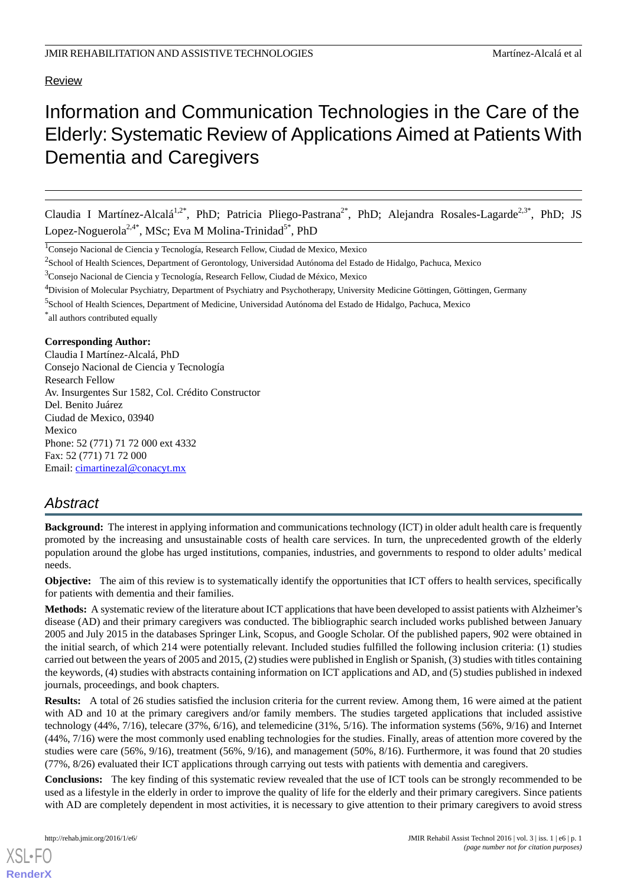Review

# Information and Communication Technologies in the Care of the Elderly: Systematic Review of Applications Aimed at Patients With Dementia and Caregivers

Claudia I Martínez-Alcalá[1,2*], PhD; Patricia Pliego-Pastrana[2*], PhD; Alejandra Rosales-Lagarde[2,3*], PhD; JS Lopez-Noguerola[2,4*], MSc; Eva M Molina-Trinidad[5*], PhD

[1]Consejo Nacional de Ciencia y Tecnología, Research Fellow, Ciudad de Mexico, Mexico

[2]School of Health Sciences, Department of Gerontology, Universidad Autónoma del Estado de Hidalgo, Pachuca, Mexico

[3]Consejo Nacional de Ciencia y Tecnología, Research Fellow, Ciudad de México, Mexico

[4]Division of Molecular Psychiatry, Department of Psychiatry and Psychotherapy, University Medicine Göttingen, Göttingen, Germany

[5]School of Health Sciences, Department of Medicine, Universidad Autónoma del Estado de Hidalgo, Pachuca, Mexico

*all authors contributed equally

**Corresponding Author:**
Claudia I Martínez-Alcalá, PhD
Consejo Nacional de Ciencia y Tecnología
Research Fellow
Av. Insurgentes Sur 1582, Col. Crédito Constructor
Del. Benito Juárez
Ciudad de Mexico, 03940
Mexico
Phone: 52 (771) 71 72 000 ext 4332
Fax: 52 (771) 71 72 000
Email: cimartinezal@conacyt.mx

## *Abstract*

**Background:** The interest in applying information and communications technology (ICT) in older adult health care is frequently promoted by the increasing and unsustainable costs of health care services. In turn, the unprecedented growth of the elderly population around the globe has urged institutions, companies, industries, and governments to respond to older adults' medical needs.

**Objective:** The aim of this review is to systematically identify the opportunities that ICT offers to health services, specifically for patients with dementia and their families.

**Methods:** A systematic review of the literature about ICT applications that have been developed to assist patients with Alzheimer's disease (AD) and their primary caregivers was conducted. The bibliographic search included works published between January 2005 and July 2015 in the databases Springer Link, Scopus, and Google Scholar. Of the published papers, 902 were obtained in the initial search, of which 214 were potentially relevant. Included studies fulfilled the following inclusion criteria: (1) studies carried out between the years of 2005 and 2015, (2) studies were published in English or Spanish, (3) studies with titles containing the keywords, (4) studies with abstracts containing information on ICT applications and AD, and (5) studies published in indexed journals, proceedings, and book chapters.

**Results:** A total of 26 studies satisfied the inclusion criteria for the current review. Among them, 16 were aimed at the patient with AD and 10 at the primary caregivers and/or family members. The studies targeted applications that included assistive technology (44%, 7/16), telecare (37%, 6/16), and telemedicine (31%, 5/16). The information systems (56%, 9/16) and Internet (44%, 7/16) were the most commonly used enabling technologies for the studies. Finally, areas of attention more covered by the studies were care (56%, 9/16), treatment (56%, 9/16), and management (50%, 8/16). Furthermore, it was found that 20 studies (77%, 8/26) evaluated their ICT applications through carrying out tests with patients with dementia and caregivers.

**Conclusions:** The key finding of this systematic review revealed that the use of ICT tools can be strongly recommended to be used as a lifestyle in the elderly in order to improve the quality of life for the elderly and their primary caregivers. Since patients with AD are completely dependent in most activities, it is necessary to give attention to their primary caregivers to avoid stress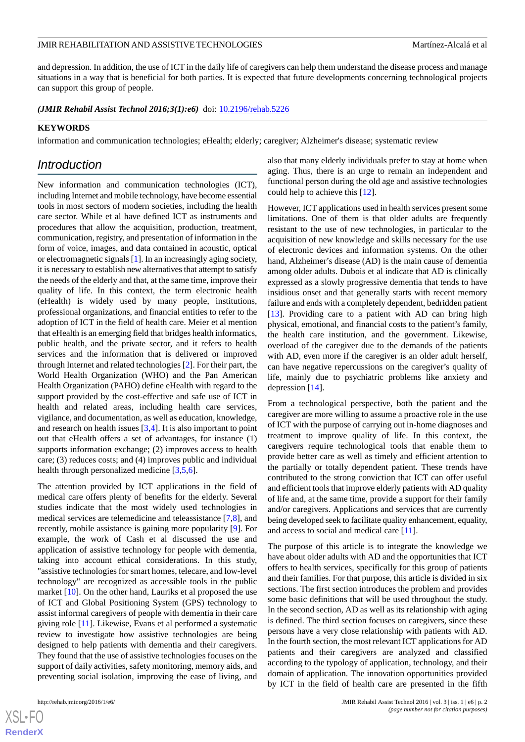and depression. In addition, the use of ICT in the daily life of caregivers can help them understand the disease process and manage situations in a way that is beneficial for both parties. It is expected that future developments concerning technological projects can support this group of people.

***(JMIR Rehabil Assist Technol 2016;3(1):e6)*** doi: 10.2196/rehab.5226

**KEYWORDS**

information and communication technologies; eHealth; elderly; caregiver; Alzheimer's disease; systematic review

## *Introduction*

New information and communication technologies (ICT), including Internet and mobile technology, have become essential tools in most sectors of modern societies, including the health care sector. While et al have defined ICT as instruments and procedures that allow the acquisition, production, treatment, communication, registry, and presentation of information in the form of voice, images, and data contained in acoustic, optical or electromagnetic signals [1]. In an increasingly aging society, it is necessary to establish new alternatives that attempt to satisfy the needs of the elderly and that, at the same time, improve their quality of life. In this context, the term electronic health (eHealth) is widely used by many people, institutions, professional organizations, and financial entities to refer to the adoption of ICT in the field of health care. Meier et al mention that eHealth is an emerging field that bridges health informatics, public health, and the private sector, and it refers to health services and the information that is delivered or improved through Internet and related technologies [2]. For their part, the World Health Organization (WHO) and the Pan American Health Organization (PAHO) define eHealth with regard to the support provided by the cost-effective and safe use of ICT in health and related areas, including health care services, vigilance, and documentation, as well as education, knowledge, and research on health issues [3,4]. It is also important to point out that eHealth offers a set of advantages, for instance (1) supports information exchange; (2) improves access to health care; (3) reduces costs; and (4) improves public and individual health through personalized medicine [3,5,6].

The attention provided by ICT applications in the field of medical care offers plenty of benefits for the elderly. Several studies indicate that the most widely used technologies in medical services are telemedicine and teleassistance [7,8], and recently, mobile assistance is gaining more popularity [9]. For example, the work of Cash et al discussed the use and application of assistive technology for people with dementia, taking into account ethical considerations. In this study, "assistive technologies for smart homes, telecare, and low-level technology" are recognized as accessible tools in the public market [10]. On the other hand, Lauriks et al proposed the use of ICT and Global Positioning System (GPS) technology to assist informal caregivers of people with dementia in their care giving role [11]. Likewise, Evans et al performed a systematic review to investigate how assistive technologies are being designed to help patients with dementia and their caregivers. They found that the use of assistive technologies focuses on the support of daily activities, safety monitoring, memory aids, and preventing social isolation, improving the ease of living, and also that many elderly individuals prefer to stay at home when aging. Thus, there is an urge to remain an independent and functional person during the old age and assistive technologies could help to achieve this [12].

However, ICT applications used in health services present some limitations. One of them is that older adults are frequently resistant to the use of new technologies, in particular to the acquisition of new knowledge and skills necessary for the use of electronic devices and information systems. On the other hand, Alzheimer's disease (AD) is the main cause of dementia among older adults. Dubois et al indicate that AD is clinically expressed as a slowly progressive dementia that tends to have insidious onset and that generally starts with recent memory failure and ends with a completely dependent, bedridden patient [13]. Providing care to a patient with AD can bring high physical, emotional, and financial costs to the patient's family, the health care institution, and the government. Likewise, overload of the caregiver due to the demands of the patients with AD, even more if the caregiver is an older adult herself, can have negative repercussions on the caregiver's quality of life, mainly due to psychiatric problems like anxiety and depression [14].

From a technological perspective, both the patient and the caregiver are more willing to assume a proactive role in the use of ICT with the purpose of carrying out in-home diagnoses and treatment to improve quality of life. In this context, the caregivers require technological tools that enable them to provide better care as well as timely and efficient attention to the partially or totally dependent patient. These trends have contributed to the strong conviction that ICT can offer useful and efficient tools that improve elderly patients with AD quality of life and, at the same time, provide a support for their family and/or caregivers. Applications and services that are currently being developed seek to facilitate quality enhancement, equality, and access to social and medical care [11].

The purpose of this article is to integrate the knowledge we have about older adults with AD and the opportunities that ICT offers to health services, specifically for this group of patients and their families. For that purpose, this article is divided in six sections. The first section introduces the problem and provides some basic definitions that will be used throughout the study. In the second section, AD as well as its relationship with aging is defined. The third section focuses on caregivers, since these persons have a very close relationship with patients with AD. In the fourth section, the most relevant ICT applications for AD patients and their caregivers are analyzed and classified according to the typology of application, technology, and their domain of application. The innovation opportunities provided by ICT in the field of health care are presented in the fifth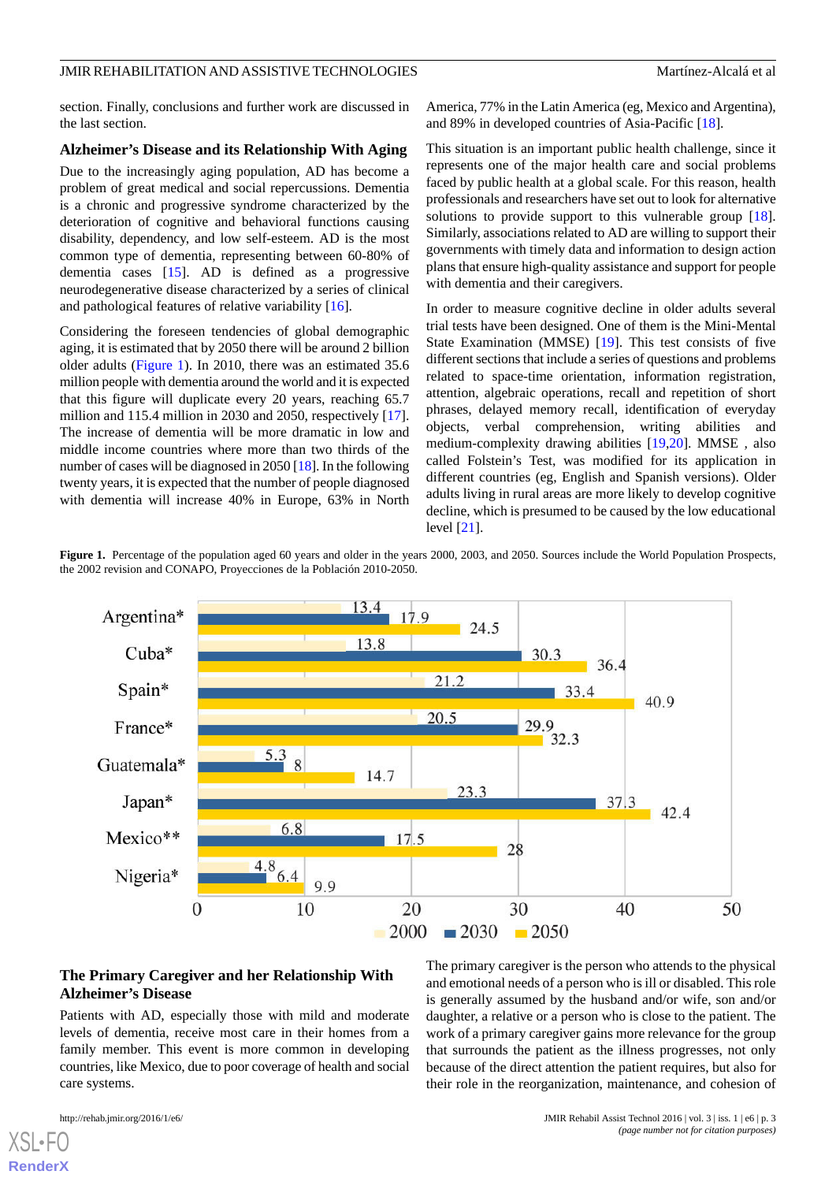section. Finally, conclusions and further work are discussed in the last section.

## Alzheimer's Disease and its Relationship With Aging

Due to the increasingly aging population, AD has become a problem of great medical and social repercussions. Dementia is a chronic and progressive syndrome characterized by the deterioration of cognitive and behavioral functions causing disability, dependency, and low self-esteem. AD is the most common type of dementia, representing between 60-80% of dementia cases [15]. AD is defined as a progressive neurodegenerative disease characterized by a series of clinical and pathological features of relative variability [16].

Considering the foreseen tendencies of global demographic aging, it is estimated that by 2050 there will be around 2 billion older adults (Figure 1). In 2010, there was an estimated 35.6 million people with dementia around the world and it is expected that this figure will duplicate every 20 years, reaching 65.7 million and 115.4 million in 2030 and 2050, respectively [17]. The increase of dementia will be more dramatic in low and middle income countries where more than two thirds of the number of cases will be diagnosed in 2050 [18]. In the following twenty years, it is expected that the number of people diagnosed with dementia will increase 40% in Europe, 63% in North America, 77% in the Latin America (eg, Mexico and Argentina), and 89% in developed countries of Asia-Pacific [18].

This situation is an important public health challenge, since it represents one of the major health care and social problems faced by public health at a global scale. For this reason, health professionals and researchers have set out to look for alternative solutions to provide support to this vulnerable group [18]. Similarly, associations related to AD are willing to support their governments with timely data and information to design action plans that ensure high-quality assistance and support for people with dementia and their caregivers.

In order to measure cognitive decline in older adults several trial tests have been designed. One of them is the Mini-Mental State Examination (MMSE) [19]. This test consists of five different sections that include a series of questions and problems related to space-time orientation, information registration, attention, algebraic operations, recall and repetition of short phrases, delayed memory recall, identification of everyday objects, verbal comprehension, writing abilities and medium-complexity drawing abilities [19,20]. MMSE , also called Folstein's Test, was modified for its application in different countries (eg, English and Spanish versions). Older adults living in rural areas are more likely to develop cognitive decline, which is presumed to be caused by the low educational level [21].

**Figure 1.** Percentage of the population aged 60 years and older in the years 2000, 2003, and 2050. Sources include the World Population Prospects, the 2002 revision and CONAPO, Proyecciones de la Población 2010-2050.

| Country | 2000 | 2030 | 2050 |
|---|---|---|---|
| Argentina* | 13.4 | 17.9 | 24.5 |
| Cuba* | 13.8 | 30.3 | 36.4 |
| Spain* | 21.2 | 33.4 | 40.9 |
| France* | 20.5 | 29.9 | 32.3 |
| Guatemala* | 5.3 | 8 | 14.7 |
| Japan* | 23.3 | 37.3 | 42.4 |
| Mexico** | 6.8 | 17.5 | 28 |
| Nigeria* | 4.8 | 6.4 | 9.9 |

## The Primary Caregiver and her Relationship With Alzheimer's Disease

Patients with AD, especially those with mild and moderate levels of dementia, receive most care in their homes from a family member. This event is more common in developing countries, like Mexico, due to poor coverage of health and social care systems.

The primary caregiver is the person who attends to the physical and emotional needs of a person who is ill or disabled. This role is generally assumed by the husband and/or wife, son and/or daughter, a relative or a person who is close to the patient. The work of a primary caregiver gains more relevance for the group that surrounds the patient as the illness progresses, not only because of the direct attention the patient requires, but also for their role in the reorganization, maintenance, and cohesion of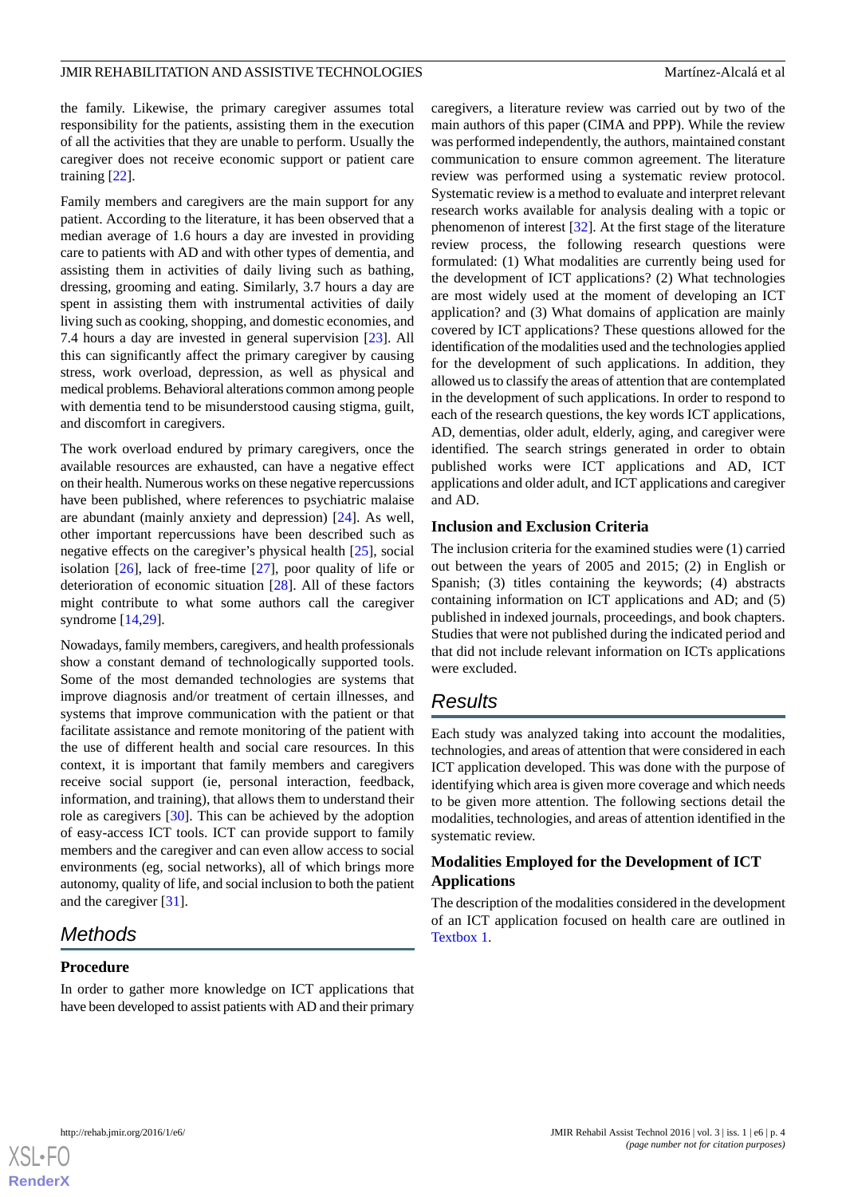the family. Likewise, the primary caregiver assumes total responsibility for the patients, assisting them in the execution of all the activities that they are unable to perform. Usually the caregiver does not receive economic support or patient care training [22].

Family members and caregivers are the main support for any patient. According to the literature, it has been observed that a median average of 1.6 hours a day are invested in providing care to patients with AD and with other types of dementia, and assisting them in activities of daily living such as bathing, dressing, grooming and eating. Similarly, 3.7 hours a day are spent in assisting them with instrumental activities of daily living such as cooking, shopping, and domestic economies, and 7.4 hours a day are invested in general supervision [23]. All this can significantly affect the primary caregiver by causing stress, work overload, depression, as well as physical and medical problems. Behavioral alterations common among people with dementia tend to be misunderstood causing stigma, guilt, and discomfort in caregivers.

The work overload endured by primary caregivers, once the available resources are exhausted, can have a negative effect on their health. Numerous works on these negative repercussions have been published, where references to psychiatric malaise are abundant (mainly anxiety and depression) [24]. As well, other important repercussions have been described such as negative effects on the caregiver's physical health [25], social isolation [26], lack of free-time [27], poor quality of life or deterioration of economic situation [28]. All of these factors might contribute to what some authors call the caregiver syndrome [14,29].

Nowadays, family members, caregivers, and health professionals show a constant demand of technologically supported tools. Some of the most demanded technologies are systems that improve diagnosis and/or treatment of certain illnesses, and systems that improve communication with the patient or that facilitate assistance and remote monitoring of the patient with the use of different health and social care resources. In this context, it is important that family members and caregivers receive social support (ie, personal interaction, feedback, information, and training), that allows them to understand their role as caregivers [30]. This can be achieved by the adoption of easy-access ICT tools. ICT can provide support to family members and the caregiver and can even allow access to social environments (eg, social networks), all of which brings more autonomy, quality of life, and social inclusion to both the patient and the caregiver [31].

## Methods

### Procedure

In order to gather more knowledge on ICT applications that have been developed to assist patients with AD and their primary caregivers, a literature review was carried out by two of the main authors of this paper (CIMA and PPP). While the review was performed independently, the authors, maintained constant communication to ensure common agreement. The literature review was performed using a systematic review protocol. Systematic review is a method to evaluate and interpret relevant research works available for analysis dealing with a topic or phenomenon of interest [32]. At the first stage of the literature review process, the following research questions were formulated: (1) What modalities are currently being used for the development of ICT applications? (2) What technologies are most widely used at the moment of developing an ICT application? and (3) What domains of application are mainly covered by ICT applications? These questions allowed for the identification of the modalities used and the technologies applied for the development of such applications. In addition, they allowed us to classify the areas of attention that are contemplated in the development of such applications. In order to respond to each of the research questions, the key words ICT applications, AD, dementias, older adult, elderly, aging, and caregiver were identified. The search strings generated in order to obtain published works were ICT applications and AD, ICT applications and older adult, and ICT applications and caregiver and AD.

### Inclusion and Exclusion Criteria

The inclusion criteria for the examined studies were (1) carried out between the years of 2005 and 2015; (2) in English or Spanish; (3) titles containing the keywords; (4) abstracts containing information on ICT applications and AD; and (5) published in indexed journals, proceedings, and book chapters. Studies that were not published during the indicated period and that did not include relevant information on ICTs applications were excluded.

## Results

Each study was analyzed taking into account the modalities, technologies, and areas of attention that were considered in each ICT application developed. This was done with the purpose of identifying which area is given more coverage and which needs to be given more attention. The following sections detail the modalities, technologies, and areas of attention identified in the systematic review.

### Modalities Employed for the Development of ICT Applications

The description of the modalities considered in the development of an ICT application focused on health care are outlined in Textbox 1.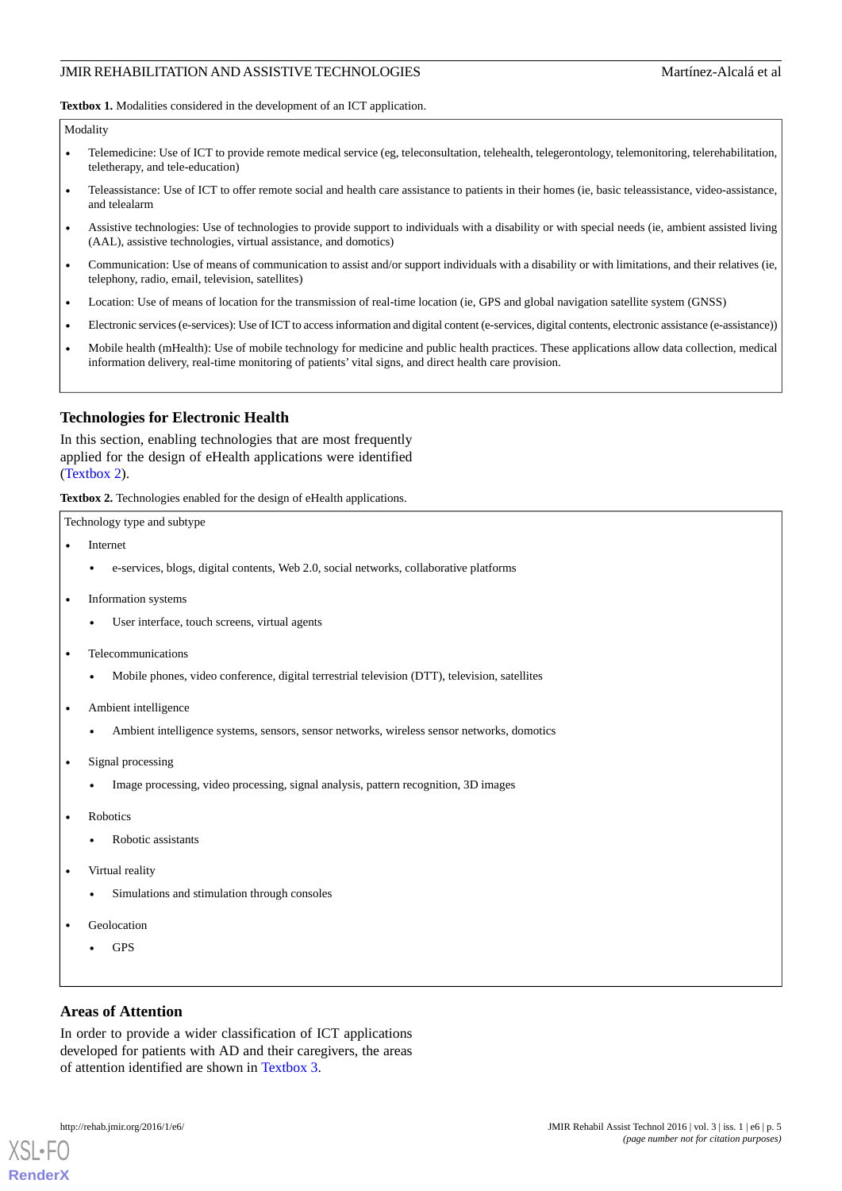**Textbox 1.** Modalities considered in the development of an ICT application.

Modality

- Telemedicine: Use of ICT to provide remote medical service (eg, teleconsultation, telehealth, telegerontology, telemonitoring, telerehabilitation, teletherapy, and tele-education)
- Teleassistance: Use of ICT to offer remote social and health care assistance to patients in their homes (ie, basic teleassistance, video-assistance, and telealarm
- Assistive technologies: Use of technologies to provide support to individuals with a disability or with special needs (ie, ambient assisted living (AAL), assistive technologies, virtual assistance, and domotics)
- Communication: Use of means of communication to assist and/or support individuals with a disability or with limitations, and their relatives (ie, telephony, radio, email, television, satellites)
- Location: Use of means of location for the transmission of real-time location (ie, GPS and global navigation satellite system (GNSS)
- Electronic services (e-services): Use of ICT to access information and digital content (e-services, digital contents, electronic assistance (e-assistance))
- Mobile health (mHealth): Use of mobile technology for medicine and public health practices. These applications allow data collection, medical information delivery, real-time monitoring of patients' vital signs, and direct health care provision.

## Technologies for Electronic Health

In this section, enabling technologies that are most frequently applied for the design of eHealth applications were identified (Textbox 2).

**Textbox 2.** Technologies enabled for the design of eHealth applications.

Technology type and subtype

- Internet
  - e-services, blogs, digital contents, Web 2.0, social networks, collaborative platforms
- Information systems
  - User interface, touch screens, virtual agents
- Telecommunications
  - Mobile phones, video conference, digital terrestrial television (DTT), television, satellites
- Ambient intelligence
  - Ambient intelligence systems, sensors, sensor networks, wireless sensor networks, domotics
- Signal processing
  - Image processing, video processing, signal analysis, pattern recognition, 3D images
- Robotics
  - Robotic assistants
- Virtual reality
  - Simulations and stimulation through consoles
- Geolocation
  - GPS

## Areas of Attention

In order to provide a wider classification of ICT applications developed for patients with AD and their caregivers, the areas of attention identified are shown in Textbox 3.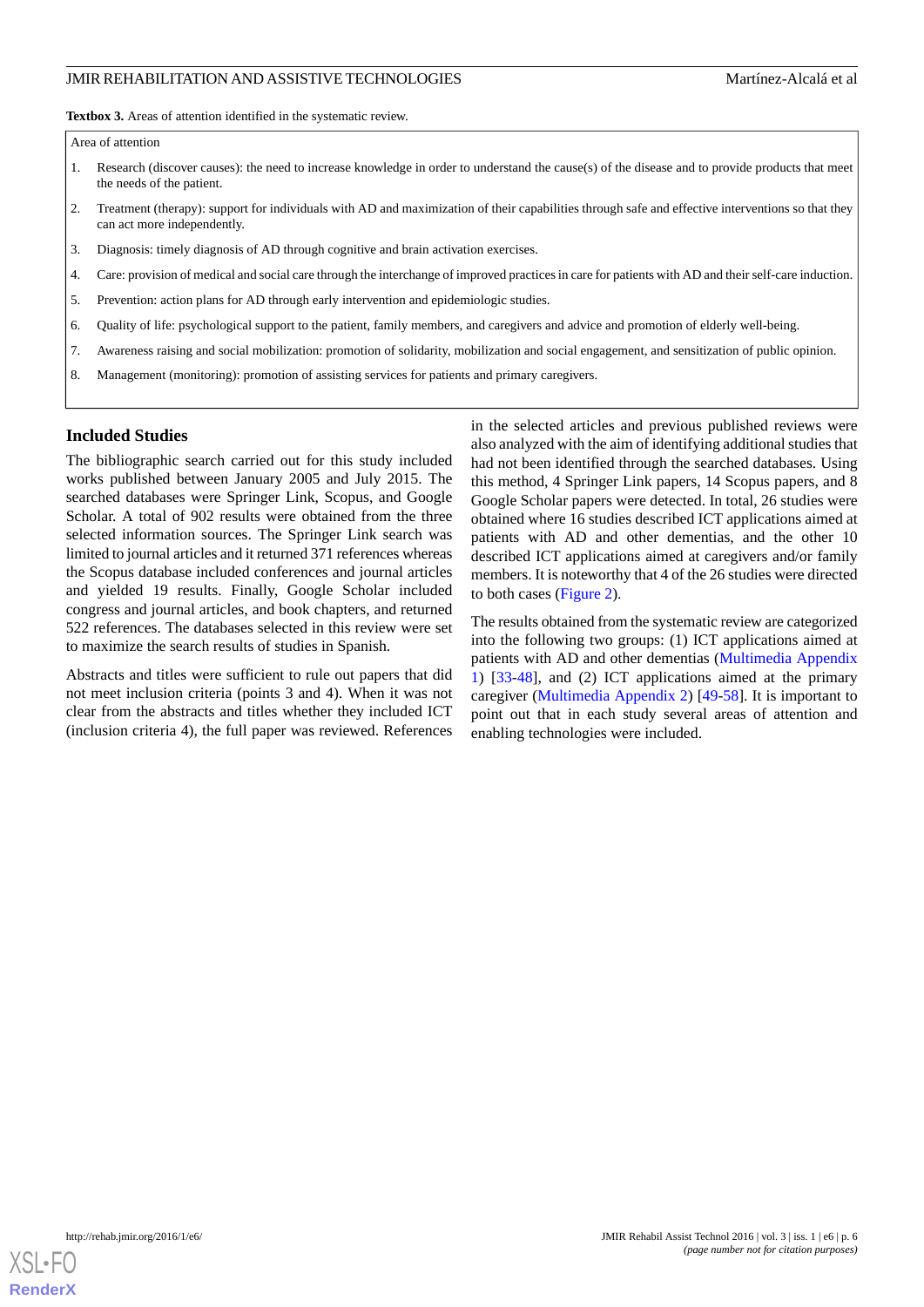**Textbox 3.** Areas of attention identified in the systematic review.

Area of attention

1. Research (discover causes): the need to increase knowledge in order to understand the cause(s) of the disease and to provide products that meet the needs of the patient.
2. Treatment (therapy): support for individuals with AD and maximization of their capabilities through safe and effective interventions so that they can act more independently.
3. Diagnosis: timely diagnosis of AD through cognitive and brain activation exercises.
4. Care: provision of medical and social care through the interchange of improved practices in care for patients with AD and their self-care induction.
5. Prevention: action plans for AD through early intervention and epidemiologic studies.
6. Quality of life: psychological support to the patient, family members, and caregivers and advice and promotion of elderly well-being.
7. Awareness raising and social mobilization: promotion of solidarity, mobilization and social engagement, and sensitization of public opinion.
8. Management (monitoring): promotion of assisting services for patients and primary caregivers.

## Included Studies

The bibliographic search carried out for this study included works published between January 2005 and July 2015. The searched databases were Springer Link, Scopus, and Google Scholar. A total of 902 results were obtained from the three selected information sources. The Springer Link search was limited to journal articles and it returned 371 references whereas the Scopus database included conferences and journal articles and yielded 19 results. Finally, Google Scholar included congress and journal articles, and book chapters, and returned 522 references. The databases selected in this review were set to maximize the search results of studies in Spanish.

Abstracts and titles were sufficient to rule out papers that did not meet inclusion criteria (points 3 and 4). When it was not clear from the abstracts and titles whether they included ICT (inclusion criteria 4), the full paper was reviewed. References in the selected articles and previous published reviews were also analyzed with the aim of identifying additional studies that had not been identified through the searched databases. Using this method, 4 Springer Link papers, 14 Scopus papers, and 8 Google Scholar papers were detected. In total, 26 studies were obtained where 16 studies described ICT applications aimed at patients with AD and other dementias, and the other 10 described ICT applications aimed at caregivers and/or family members. It is noteworthy that 4 of the 26 studies were directed to both cases (Figure 2).

The results obtained from the systematic review are categorized into the following two groups: (1) ICT applications aimed at patients with AD and other dementias (Multimedia Appendix 1) [33-48], and (2) ICT applications aimed at the primary caregiver (Multimedia Appendix 2) [49-58]. It is important to point out that in each study several areas of attention and enabling technologies were included.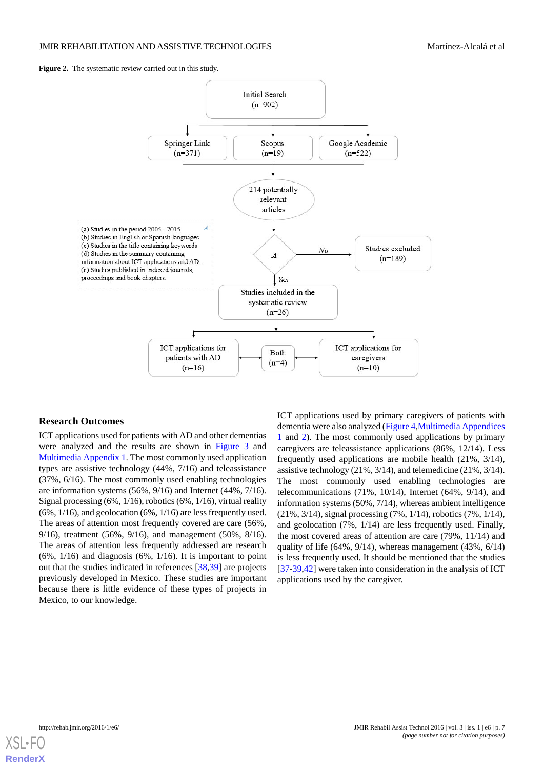**Figure 2.** The systematic review carried out in this study.

Initial Search (n=902)

Springer Link (n=371)

Scopus (n=19)

Google Academic (n=522)

214 potentially relevant articles

(a) Studies in the period 2005 - 2015.
(b) Studies in English or Spanish languages
(c) Studies in the title containing keywords
(d) Studies in the summary containing information about ICT applications and AD.
(e) Studies published in Indexed journals, proceedings and book chapters.

A

No

Studies excluded (n=189)

Yes

Studies included in the systematic review (n=26)

ICT applications for patients with AD (n=16)

Both (n=4)

ICT applications for caregivers (n=10)

### Research Outcomes

ICT applications used for patients with AD and other dementias were analyzed and the results are shown in Figure 3 and Multimedia Appendix 1. The most commonly used application types are assistive technology (44%, 7/16) and teleassistance (37%, 6/16). The most commonly used enabling technologies are information systems (56%, 9/16) and Internet (44%, 7/16). Signal processing (6%, 1/16), robotics (6%, 1/16), virtual reality (6%, 1/16), and geolocation (6%, 1/16) are less frequently used. The areas of attention most frequently covered are care (56%, 9/16), treatment (56%, 9/16), and management (50%, 8/16). The areas of attention less frequently addressed are research (6%, 1/16) and diagnosis (6%, 1/16). It is important to point out that the studies indicated in references [38,39] are projects previously developed in Mexico. These studies are important because there is little evidence of these types of projects in Mexico, to our knowledge.

ICT applications used by primary caregivers of patients with dementia were also analyzed (Figure 4, Multimedia Appendices 1 and 2). The most commonly used applications by primary caregivers are teleassistance applications (86%, 12/14). Less frequently used applications are mobile health (21%, 3/14), assistive technology (21%, 3/14), and telemedicine (21%, 3/14). The most commonly used enabling technologies are telecommunications (71%, 10/14), Internet (64%, 9/14), and information systems (50%, 7/14), whereas ambient intelligence (21%, 3/14), signal processing (7%, 1/14), robotics (7%, 1/14), and geolocation (7%, 1/14) are less frequently used. Finally, the most covered areas of attention are care (79%, 11/14) and quality of life (64%, 9/14), whereas management (43%, 6/14) is less frequently used. It should be mentioned that the studies [37-39,42] were taken into consideration in the analysis of ICT applications used by the caregiver.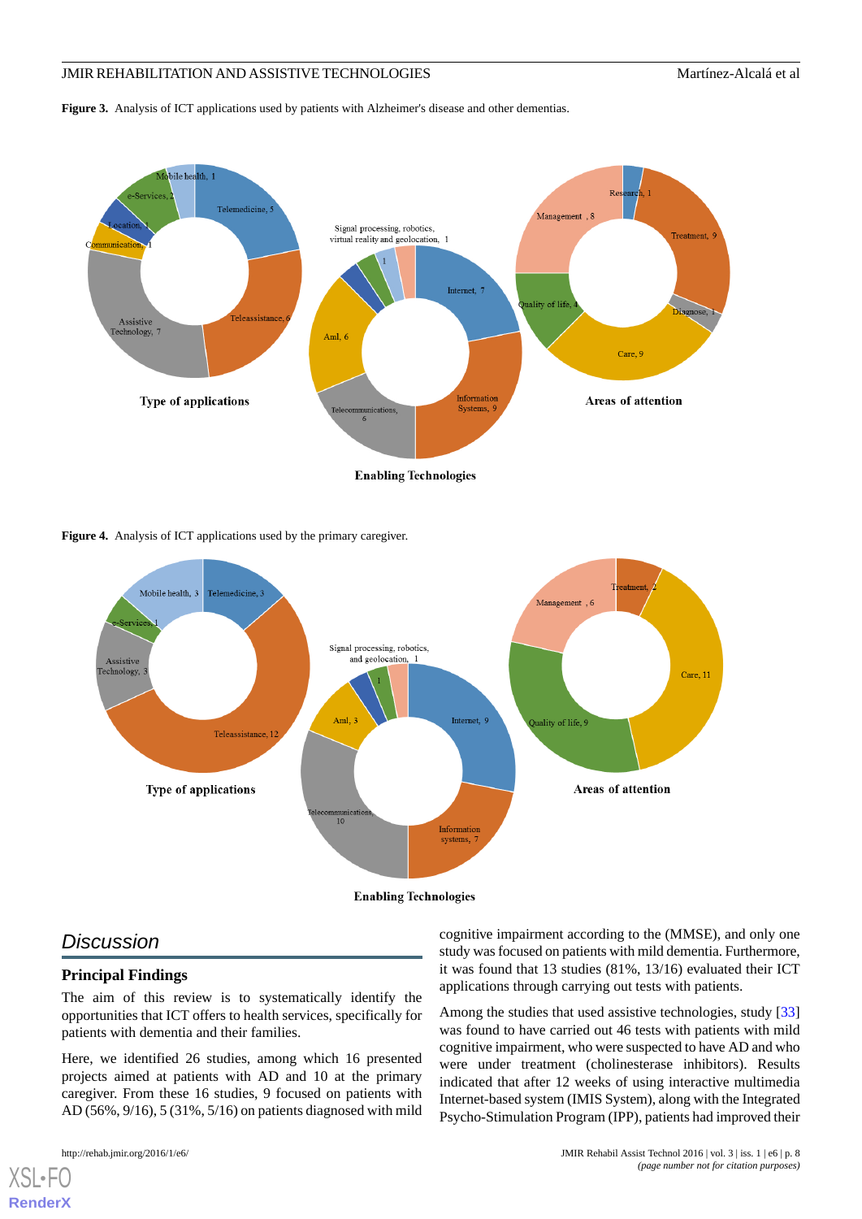**Figure 3.** Analysis of ICT applications used by patients with Alzheimer's disease and other dementias.

**Figure 4.** Analysis of ICT applications used by the primary caregiver.

## Discussion

### Principal Findings

The aim of this review is to systematically identify the opportunities that ICT offers to health services, specifically for patients with dementia and their families.

Here, we identified 26 studies, among which 16 presented projects aimed at patients with AD and 10 at the primary caregiver. From these 16 studies, 9 focused on patients with AD (56%, 9/16), 5 (31%, 5/16) on patients diagnosed with mild cognitive impairment according to the (MMSE), and only one study was focused on patients with mild dementia. Furthermore, it was found that 13 studies (81%, 13/16) evaluated their ICT applications through carrying out tests with patients.

Among the studies that used assistive technologies, study [33] was found to have carried out 46 tests with patients with mild cognitive impairment, who were suspected to have AD and who were under treatment (cholinesterase inhibitors). Results indicated that after 12 weeks of using interactive multimedia Internet-based system (IMIS System), along with the Integrated Psycho-Stimulation Program (IPP), patients had improved their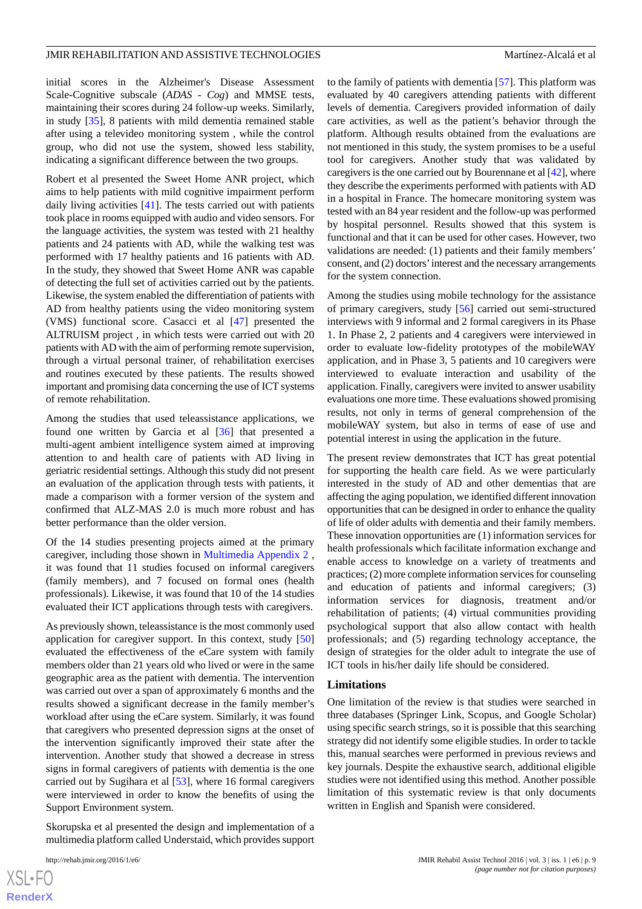initial scores in the Alzheimer's Disease Assessment Scale-Cognitive subscale (*ADAS - Cog*) and MMSE tests, maintaining their scores during 24 follow-up weeks. Similarly, in study [35], 8 patients with mild dementia remained stable after using a televideo monitoring system , while the control group, who did not use the system, showed less stability, indicating a significant difference between the two groups.

Robert et al presented the Sweet Home ANR project, which aims to help patients with mild cognitive impairment perform daily living activities [41]. The tests carried out with patients took place in rooms equipped with audio and video sensors. For the language activities, the system was tested with 21 healthy patients and 24 patients with AD, while the walking test was performed with 17 healthy patients and 16 patients with AD. In the study, they showed that Sweet Home ANR was capable of detecting the full set of activities carried out by the patients. Likewise, the system enabled the differentiation of patients with AD from healthy patients using the video monitoring system (VMS) functional score. Casacci et al [47] presented the ALTRUISM project , in which tests were carried out with 20 patients with AD with the aim of performing remote supervision, through a virtual personal trainer, of rehabilitation exercises and routines executed by these patients. The results showed important and promising data concerning the use of ICT systems of remote rehabilitation.

Among the studies that used teleassistance applications, we found one written by Garcia et al [36] that presented a multi-agent ambient intelligence system aimed at improving attention to and health care of patients with AD living in geriatric residential settings. Although this study did not present an evaluation of the application through tests with patients, it made a comparison with a former version of the system and confirmed that ALZ-MAS 2.0 is much more robust and has better performance than the older version.

Of the 14 studies presenting projects aimed at the primary caregiver, including those shown in Multimedia Appendix 2 , it was found that 11 studies focused on informal caregivers (family members), and 7 focused on formal ones (health professionals). Likewise, it was found that 10 of the 14 studies evaluated their ICT applications through tests with caregivers.

As previously shown, teleassistance is the most commonly used application for caregiver support. In this context, study [50] evaluated the effectiveness of the eCare system with family members older than 21 years old who lived or were in the same geographic area as the patient with dementia. The intervention was carried out over a span of approximately 6 months and the results showed a significant decrease in the family member's workload after using the eCare system. Similarly, it was found that caregivers who presented depression signs at the onset of the intervention significantly improved their state after the intervention. Another study that showed a decrease in stress signs in formal caregivers of patients with dementia is the one carried out by Sugihara et al [53], where 16 formal caregivers were interviewed in order to know the benefits of using the Support Environment system.

Skorupska et al presented the design and implementation of a multimedia platform called Understaid, which provides support to the family of patients with dementia [57]. This platform was evaluated by 40 caregivers attending patients with different levels of dementia. Caregivers provided information of daily care activities, as well as the patient's behavior through the platform. Although results obtained from the evaluations are not mentioned in this study, the system promises to be a useful tool for caregivers. Another study that was validated by caregivers is the one carried out by Bourennane et al [42], where they describe the experiments performed with patients with AD in a hospital in France. The homecare monitoring system was tested with an 84 year resident and the follow-up was performed by hospital personnel. Results showed that this system is functional and that it can be used for other cases. However, two validations are needed: (1) patients and their family members' consent, and (2) doctors' interest and the necessary arrangements for the system connection.

Among the studies using mobile technology for the assistance of primary caregivers, study [56] carried out semi-structured interviews with 9 informal and 2 formal caregivers in its Phase 1. In Phase 2, 2 patients and 4 caregivers were interviewed in order to evaluate low-fidelity prototypes of the mobileWAY application, and in Phase 3, 5 patients and 10 caregivers were interviewed to evaluate interaction and usability of the application. Finally, caregivers were invited to answer usability evaluations one more time. These evaluations showed promising results, not only in terms of general comprehension of the mobileWAY system, but also in terms of ease of use and potential interest in using the application in the future.

The present review demonstrates that ICT has great potential for supporting the health care field. As we were particularly interested in the study of AD and other dementias that are affecting the aging population, we identified different innovation opportunities that can be designed in order to enhance the quality of life of older adults with dementia and their family members. These innovation opportunities are (1) information services for health professionals which facilitate information exchange and enable access to knowledge on a variety of treatments and practices; (2) more complete information services for counseling and education of patients and informal caregivers; (3) information services for diagnosis, treatment and/or rehabilitation of patients; (4) virtual communities providing psychological support that also allow contact with health professionals; and (5) regarding technology acceptance, the design of strategies for the older adult to integrate the use of ICT tools in his/her daily life should be considered.

## Limitations

One limitation of the review is that studies were searched in three databases (Springer Link, Scopus, and Google Scholar) using specific search strings, so it is possible that this searching strategy did not identify some eligible studies. In order to tackle this, manual searches were performed in previous reviews and key journals. Despite the exhaustive search, additional eligible studies were not identified using this method. Another possible limitation of this systematic review is that only documents written in English and Spanish were considered.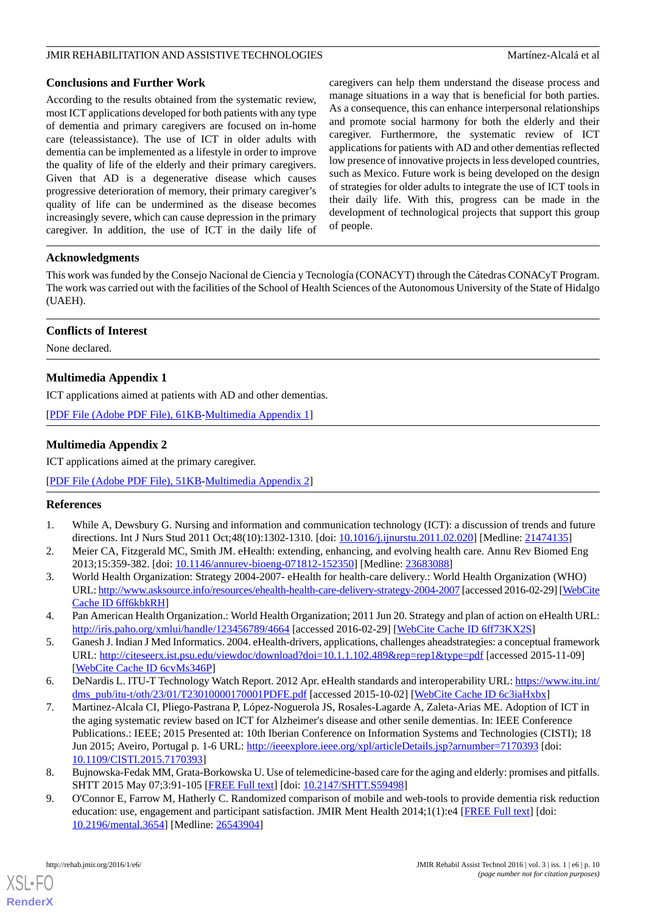## Conclusions and Further Work

According to the results obtained from the systematic review, most ICT applications developed for both patients with any type of dementia and primary caregivers are focused on in-home care (teleassistance). The use of ICT in older adults with dementia can be implemented as a lifestyle in order to improve the quality of life of the elderly and their primary caregivers. Given that AD is a degenerative disease which causes progressive deterioration of memory, their primary caregiver's quality of life can be undermined as the disease becomes increasingly severe, which can cause depression in the primary caregiver. In addition, the use of ICT in the daily life of caregivers can help them understand the disease process and manage situations in a way that is beneficial for both parties. As a consequence, this can enhance interpersonal relationships and promote social harmony for both the elderly and their caregiver. Furthermore, the systematic review of ICT applications for patients with AD and other dementias reflected low presence of innovative projects in less developed countries, such as Mexico. Future work is being developed on the design of strategies for older adults to integrate the use of ICT tools in their daily life. With this, progress can be made in the development of technological projects that support this group of people.

## Acknowledgments

This work was funded by the Consejo Nacional de Ciencia y Tecnología (CONACYT) through the Cátedras CONACyT Program. The work was carried out with the facilities of the School of Health Sciences of the Autonomous University of the State of Hidalgo (UAEH).

## Conflicts of Interest

None declared.

## Multimedia Appendix 1

ICT applications aimed at patients with AD and other dementias.

[PDF File (Adobe PDF File), 61KB-Multimedia Appendix 1]

## Multimedia Appendix 2

ICT applications aimed at the primary caregiver.

[PDF File (Adobe PDF File), 51KB-Multimedia Appendix 2]

## References

1. While A, Dewsbury G. Nursing and information and communication technology (ICT): a discussion of trends and future directions. Int J Nurs Stud 2011 Oct;48(10):1302-1310. [doi: 10.1016/j.ijnurstu.2011.02.020] [Medline: 21474135]
2. Meier CA, Fitzgerald MC, Smith JM. eHealth: extending, enhancing, and evolving health care. Annu Rev Biomed Eng 2013;15:359-382. [doi: 10.1146/annurev-bioeng-071812-152350] [Medline: 23683088]
3. World Health Organization: Strategy 2004-2007- eHealth for health-care delivery.: World Health Organization (WHO) URL: http://www.asksource.info/resources/ehealth-health-care-delivery-strategy-2004-2007 [accessed 2016-02-29] [WebCite Cache ID 6ff6kbkRH]
4. Pan American Health Organization.: World Health Organization; 2011 Jun 20. Strategy and plan of action on eHealth URL: http://iris.paho.org/xmlui/handle/123456789/4664 [accessed 2016-02-29] [WebCite Cache ID 6ff73KX2S]
5. Ganesh J. Indian J Med Informatics. 2004. eHealth-drivers, applications, challenges aheadstrategies: a conceptual framework URL: http://citeseerx.ist.psu.edu/viewdoc/download?doi=10.1.1.102.489&rep=rep1&type=pdf [accessed 2015-11-09] [WebCite Cache ID 6cvMs346P]
6. DeNardis L. ITU-T Technology Watch Report. 2012 Apr. eHealth standards and interoperability URL: https://www.itu.int/dms_pub/itu-t/oth/23/01/T23010000170001PDFE.pdf [accessed 2015-10-02] [WebCite Cache ID 6c3iaHxbx]
7. Martinez-Alcala CI, Pliego-Pastrana P, López-Noguerola JS, Rosales-Lagarde A, Zaleta-Arias ME. Adoption of ICT in the aging systematic review based on ICT for Alzheimer's disease and other senile dementias. In: IEEE Conference Publications.: IEEE; 2015 Presented at: 10th Iberian Conference on Information Systems and Technologies (CISTI); 18 Jun 2015; Aveiro, Portugal p. 1-6 URL: http://ieeexplore.ieee.org/xpl/articleDetails.jsp?arnumber=7170393 [doi: 10.1109/CISTI.2015.7170393]
8. Bujnowska-Fedak MM, Grata-Borkowska U. Use of telemedicine-based care for the aging and elderly: promises and pitfalls. SHTT 2015 May 07;3:91-105 [FREE Full text] [doi: 10.2147/SHTT.S59498]
9. O'Connor E, Farrow M, Hatherly C. Randomized comparison of mobile and web-tools to provide dementia risk reduction education: use, engagement and participant satisfaction. JMIR Ment Health 2014;1(1):e4 [FREE Full text] [doi: 10.2196/mental.3654] [Medline: 26543904]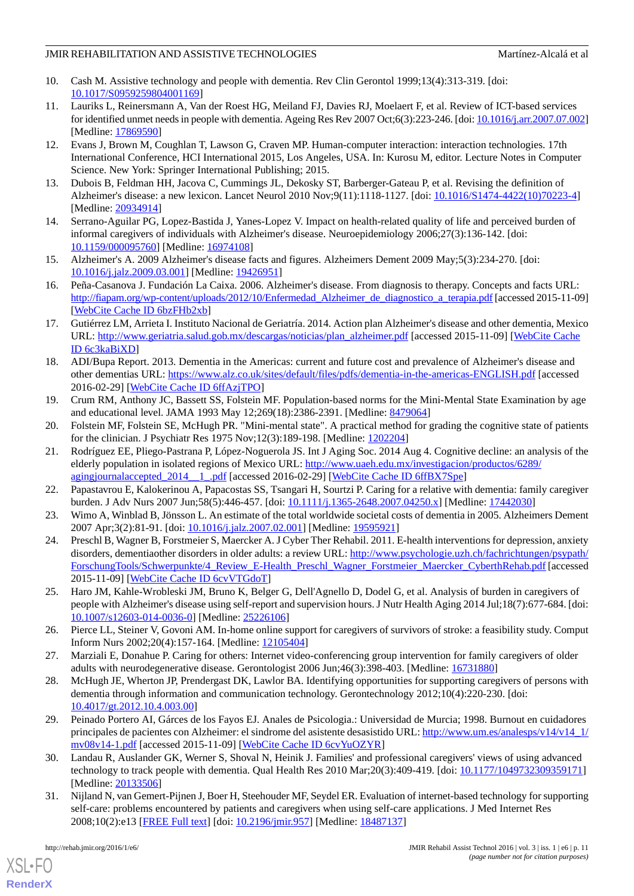10. Cash M. Assistive technology and people with dementia. Rev Clin Gerontol 1999;13(4):313-319. [doi: 10.1017/S0959259804001169]
11. Lauriks L, Reinersmann A, Van der Roest HG, Meiland FJ, Davies RJ, Moelaert F, et al. Review of ICT-based services for identified unmet needs in people with dementia. Ageing Res Rev 2007 Oct;6(3):223-246. [doi: 10.1016/j.arr.2007.07.002] [Medline: 17869590]
12. Evans J, Brown M, Coughlan T, Lawson G, Craven MP. Human-computer interaction: interaction technologies. 17th International Conference, HCI International 2015, Los Angeles, USA. In: Kurosu M, editor. Lecture Notes in Computer Science. New York: Springer International Publishing; 2015.
13. Dubois B, Feldman HH, Jacova C, Cummings JL, Dekosky ST, Barberger-Gateau P, et al. Revising the definition of Alzheimer's disease: a new lexicon. Lancet Neurol 2010 Nov;9(11):1118-1127. [doi: 10.1016/S1474-4422(10)70223-4] [Medline: 20934914]
14. Serrano-Aguilar PG, Lopez-Bastida J, Yanes-Lopez V. Impact on health-related quality of life and perceived burden of informal caregivers of individuals with Alzheimer's disease. Neuroepidemiology 2006;27(3):136-142. [doi: 10.1159/000095760] [Medline: 16974108]
15. Alzheimer's A. 2009 Alzheimer's disease facts and figures. Alzheimers Dement 2009 May;5(3):234-270. [doi: 10.1016/j.jalz.2009.03.001] [Medline: 19426951]
16. Peña-Casanova J. Fundación La Caixa. 2006. Alzheimer's disease. From diagnosis to therapy. Concepts and facts URL: http://fiapam.org/wp-content/uploads/2012/10/Enfermedad_Alzheimer_de_diagnostico_a_terapia.pdf [accessed 2015-11-09] [WebCite Cache ID 6bzFHb2xb]
17. Gutiérrez LM, Arrieta I. Instituto Nacional de Geriatría. 2014. Action plan Alzheimer's disease and other dementia, Mexico URL: http://www.geriatria.salud.gob.mx/descargas/noticias/plan_alzheimer.pdf [accessed 2015-11-09] [WebCite Cache ID 6c3kaBiXD]
18. ADI/Bupa Report. 2013. Dementia in the Americas: current and future cost and prevalence of Alzheimer's disease and other dementias URL: https://www.alz.co.uk/sites/default/files/pdfs/dementia-in-the-americas-ENGLISH.pdf [accessed 2016-02-29] [WebCite Cache ID 6ffAzjTPO]
19. Crum RM, Anthony JC, Bassett SS, Folstein MF. Population-based norms for the Mini-Mental State Examination by age and educational level. JAMA 1993 May 12;269(18):2386-2391. [Medline: 8479064]
20. Folstein MF, Folstein SE, McHugh PR. "Mini-mental state". A practical method for grading the cognitive state of patients for the clinician. J Psychiatr Res 1975 Nov;12(3):189-198. [Medline: 1202204]
21. Rodríguez EE, Pliego-Pastrana P, López-Noguerola JS. Int J Aging Soc. 2014 Aug 4. Cognitive decline: an analysis of the elderly population in isolated regions of Mexico URL: http://www.uaeh.edu.mx/investigacion/productos/6289/agingjournalaccepted_2014__1_.pdf [accessed 2016-02-29] [WebCite Cache ID 6ffBX7Spe]
22. Papastavrou E, Kalokerinou A, Papacostas SS, Tsangari H, Sourtzi P. Caring for a relative with dementia: family caregiver burden. J Adv Nurs 2007 Jun;58(5):446-457. [doi: 10.1111/j.1365-2648.2007.04250.x] [Medline: 17442030]
23. Wimo A, Winblad B, Jönsson L. An estimate of the total worldwide societal costs of dementia in 2005. Alzheimers Dement 2007 Apr;3(2):81-91. [doi: 10.1016/j.jalz.2007.02.001] [Medline: 19595921]
24. Preschl B, Wagner B, Forstmeier S, Maercker A. J Cyber Ther Rehabil. 2011. E-health interventions for depression, anxiety disorders, dementiaother disorders in older adults: a review URL: http://www.psychologie.uzh.ch/fachrichtungen/psypath/ForschungTools/Schwerpunkte/4_Review_E-Health_Preschl_Wagner_Forstmeier_Maercker_CyberthRehab.pdf [accessed 2015-11-09] [WebCite Cache ID 6cvVTGdoT]
25. Haro JM, Kahle-Wrobleski K, Bruno G, Belger G, Dell'Agnello D, Dodel G, et al. Analysis of burden in caregivers of people with Alzheimer's disease using self-report and supervision hours. J Nutr Health Aging 2014 Jul;18(7):677-684. [doi: 10.1007/s12603-014-0036-0] [Medline: 25226106]
26. Pierce LL, Steiner V, Govoni AM. In-home online support for caregivers of survivors of stroke: a feasibility study. Comput Inform Nurs 2002;20(4):157-164. [Medline: 12105404]
27. Marziali E, Donahue P. Caring for others: Internet video-conferencing group intervention for family caregivers of older adults with neurodegenerative disease. Gerontologist 2006 Jun;46(3):398-403. [Medline: 16731880]
28. McHugh JE, Wherton JP, Prendergast DK, Lawlor BA. Identifying opportunities for supporting caregivers of persons with dementia through information and communication technology. Gerontechnology 2012;10(4):220-230. [doi: 10.4017/gt.2012.10.4.003.00]
29. Peinado Portero AI, Gárces de los Fayos EJ. Anales de Psicologia.: Universidad de Murcia; 1998. Burnout en cuidadores principales de pacientes con Alzheimer: el sindrome del asistente desasistido URL: http://www.um.es/analesps/v14/v14_1/mv08v14-1.pdf [accessed 2015-11-09] [WebCite Cache ID 6cvYuOZYR]
30. Landau R, Auslander GK, Werner S, Shoval N, Heinik J. Families' and professional caregivers' views of using advanced technology to track people with dementia. Qual Health Res 2010 Mar;20(3):409-419. [doi: 10.1177/1049732309359171] [Medline: 20133506]
31. Nijland N, van Gemert-Pijnen J, Boer H, Steehouder MF, Seydel ER. Evaluation of internet-based technology for supporting self-care: problems encountered by patients and caregivers when using self-care applications. J Med Internet Res 2008;10(2):e13 [FREE Full text] [doi: 10.2196/jmir.957] [Medline: 18487137]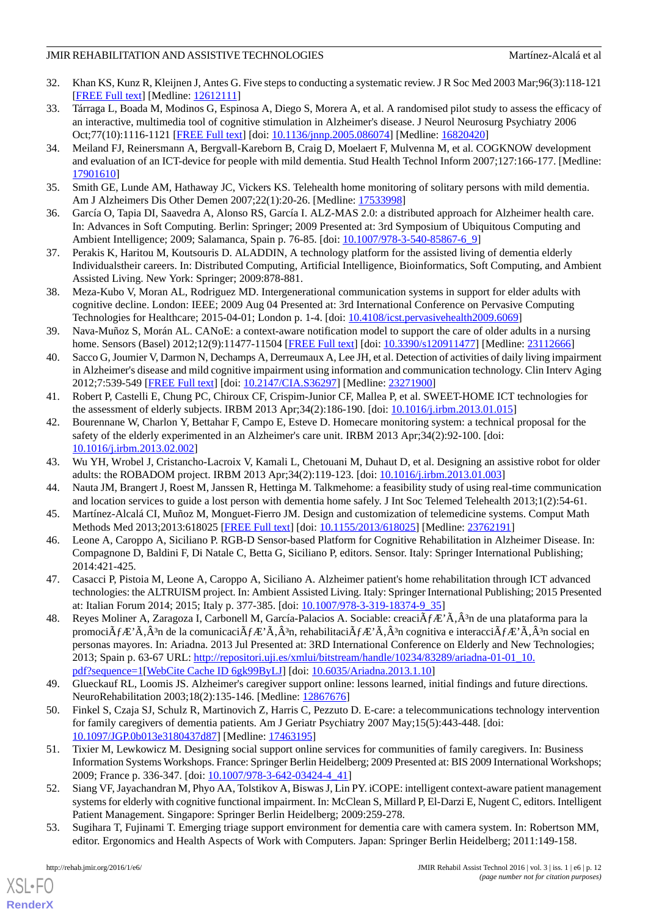32. Khan KS, Kunz R, Kleijnen J, Antes G. Five steps to conducting a systematic review. J R Soc Med 2003 Mar;96(3):118-121 [FREE Full text] [Medline: 12612111]
33. Tárraga L, Boada M, Modinos G, Espinosa A, Diego S, Morera A, et al. A randomised pilot study to assess the efficacy of an interactive, multimedia tool of cognitive stimulation in Alzheimer's disease. J Neurol Neurosurg Psychiatry 2006 Oct;77(10):1116-1121 [FREE Full text] [doi: 10.1136/jnnp.2005.086074] [Medline: 16820420]
34. Meiland FJ, Reinersmann A, Bergvall-Kareborn B, Craig D, Moelaert F, Mulvenna M, et al. COGKNOW development and evaluation of an ICT-device for people with mild dementia. Stud Health Technol Inform 2007;127:166-177. [Medline: 17901610]
35. Smith GE, Lunde AM, Hathaway JC, Vickers KS. Telehealth home monitoring of solitary persons with mild dementia. Am J Alzheimers Dis Other Demen 2007;22(1):20-26. [Medline: 17533998]
36. García O, Tapia DI, Saavedra A, Alonso RS, García I. ALZ-MAS 2.0: a distributed approach for Alzheimer health care. In: Advances in Soft Computing. Berlin: Springer; 2009 Presented at: 3rd Symposium of Ubiquitous Computing and Ambient Intelligence; 2009; Salamanca, Spain p. 76-85. [doi: 10.1007/978-3-540-85867-6_9]
37. Perakis K, Haritou M, Koutsouris D. ALADDIN, A technology platform for the assisted living of dementia elderly Individualstheir careers. In: Distributed Computing, Artificial Intelligence, Bioinformatics, Soft Computing, and Ambient Assisted Living. New York: Springer; 2009:878-881.
38. Meza-Kubo V, Moran AL, Rodriguez MD. Intergenerational communication systems in support for elder adults with cognitive decline. London: IEEE; 2009 Aug 04 Presented at: 3rd International Conference on Pervasive Computing Technologies for Healthcare; 2015-04-01; London p. 1-4. [doi: 10.4108/icst.pervasivehealth2009.6069]
39. Nava-Muñoz S, Morán AL. CANoE: a context-aware notification model to support the care of older adults in a nursing home. Sensors (Basel) 2012;12(9):11477-11504 [FREE Full text] [doi: 10.3390/s120911477] [Medline: 23112666]
40. Sacco G, Joumier V, Darmon N, Dechamps A, Derreumaux A, Lee JH, et al. Detection of activities of daily living impairment in Alzheimer's disease and mild cognitive impairment using information and communication technology. Clin Interv Aging 2012;7:539-549 [FREE Full text] [doi: 10.2147/CIA.S36297] [Medline: 23271900]
41. Robert P, Castelli E, Chung PC, Chiroux CF, Crispim-Junior CF, Mallea P, et al. SWEET-HOME ICT technologies for the assessment of elderly subjects. IRBM 2013 Apr;34(2):186-190. [doi: 10.1016/j.irbm.2013.01.015]
42. Bourennane W, Charlon Y, Bettahar F, Campo E, Esteve D. Homecare monitoring system: a technical proposal for the safety of the elderly experimented in an Alzheimer's care unit. IRBM 2013 Apr;34(2):92-100. [doi: 10.1016/j.irbm.2013.02.002]
43. Wu YH, Wrobel J, Cristancho-Lacroix V, Kamali L, Chetouani M, Duhaut D, et al. Designing an assistive robot for older adults: the ROBADOM project. IRBM 2013 Apr;34(2):119-123. [doi: 10.1016/j.irbm.2013.01.003]
44. Nauta JM, Brangert J, Roest M, Janssen R, Hettinga M. Talkmehome: a feasibility study of using real-time communication and location services to guide a lost person with dementia home safely. J Int Soc Telemed Telehealth 2013;1(2):54-61.
45. Martínez-Alcalá CI, Muñoz M, Monguet-Fierro JM. Design and customization of telemedicine systems. Comput Math Methods Med 2013;2013:618025 [FREE Full text] [doi: 10.1155/2013/618025] [Medline: 23762191]
46. Leone A, Caroppo A, Siciliano P. RGB-D Sensor-based Platform for Cognitive Rehabilitation in Alzheimer Disease. In: Compagnone D, Baldini F, Di Natale C, Betta G, Siciliano P, editors. Sensor. Italy: Springer International Publishing; 2014:421-425.
47. Casacci P, Pistoia M, Leone A, Caroppo A, Siciliano A. Alzheimer patient's home rehabilitation through ICT advanced technologies: the ALTRUISM project. In: Ambient Assisted Living. Italy: Springer International Publishing; 2015 Presented at: Italian Forum 2014; 2015; Italy p. 377-385. [doi: 10.1007/978-3-319-18374-9_35]
48. Reyes Moliner A, Zaragoza I, Carbonell M, García-Palacios A. Sociable: creaciÃƒÆ'Ã‚Â³n de una plataforma para la promociÃƒÆ'Ã‚Â³n de la comunicaciÃƒÆ'Ã‚Â³n, rehabilitaciÃƒÆ'Ã‚Â³n cognitiva e interacciÃƒÆ'Ã‚Â³n social en personas mayores. In: Ariadna. 2013 Jul Presented at: 3RD International Conference on Elderly and New Technologies; 2013; Spain p. 63-67 URL: http://repositori.uji.es/xmlui/bitstream/handle/10234/83289/ariadna-01-01_10.pdf?sequence=1[WebCite Cache ID 6gk99ByLJ] [doi: 10.6035/Ariadna.2013.1.10]
49. Glueckauf RL, Loomis JS. Alzheimer's caregiver support online: lessons learned, initial findings and future directions. NeuroRehabilitation 2003;18(2):135-146. [Medline: 12867676]
50. Finkel S, Czaja SJ, Schulz R, Martinovich Z, Harris C, Pezzuto D. E-care: a telecommunications technology intervention for family caregivers of dementia patients. Am J Geriatr Psychiatry 2007 May;15(5):443-448. [doi: 10.1097/JGP.0b013e3180437d87] [Medline: 17463195]
51. Tixier M, Lewkowicz M. Designing social support online services for communities of family caregivers. In: Business Information Systems Workshops. France: Springer Berlin Heidelberg; 2009 Presented at: BIS 2009 International Workshops; 2009; France p. 336-347. [doi: 10.1007/978-3-642-03424-4_41]
52. Siang VF, Jayachandran M, Phyo AA, Tolstikov A, Biswas J, Lin PY. iCOPE: intelligent context-aware patient management systems for elderly with cognitive functional impairment. In: McClean S, Millard P, El-Darzi E, Nugent C, editors. Intelligent Patient Management. Singapore: Springer Berlin Heidelberg; 2009:259-278.
53. Sugihara T, Fujinami T. Emerging triage support environment for dementia care with camera system. In: Robertson MM, editor. Ergonomics and Health Aspects of Work with Computers. Japan: Springer Berlin Heidelberg; 2011:149-158.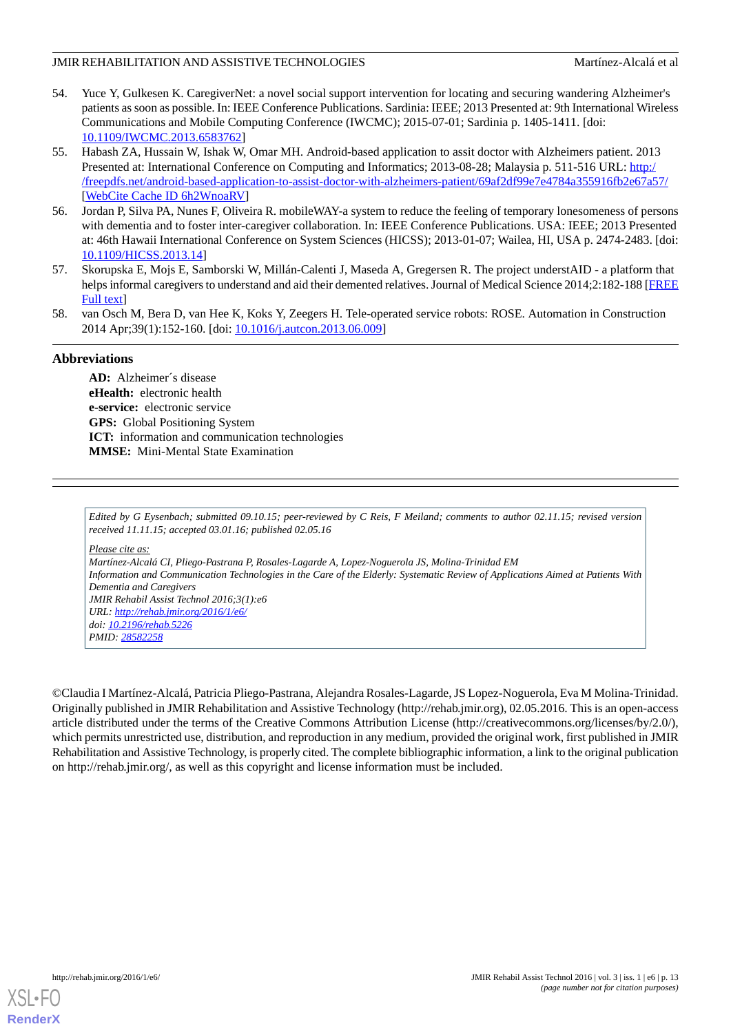54. Yuce Y, Gulkesen K. CaregiverNet: a novel social support intervention for locating and securing wandering Alzheimer's patients as soon as possible. In: IEEE Conference Publications. Sardinia: IEEE; 2013 Presented at: 9th International Wireless Communications and Mobile Computing Conference (IWCMC); 2015-07-01; Sardinia p. 1405-1411. [doi: 10.1109/IWCMC.2013.6583762]
55. Habash ZA, Hussain W, Ishak W, Omar MH. Android-based application to assit doctor with Alzheimers patient. 2013 Presented at: International Conference on Computing and Informatics; 2013-08-28; Malaysia p. 511-516 URL: http://freepdfs.net/android-based-application-to-assist-doctor-with-alzheimers-patient/69af2df99e7e4784a355916fb2e67a57/ [WebCite Cache ID 6h2WnoaRV]
56. Jordan P, Silva PA, Nunes F, Oliveira R. mobileWAY-a system to reduce the feeling of temporary lonesomeness of persons with dementia and to foster inter-caregiver collaboration. In: IEEE Conference Publications. USA: IEEE; 2013 Presented at: 46th Hawaii International Conference on System Sciences (HICSS); 2013-01-07; Wailea, HI, USA p. 2474-2483. [doi: 10.1109/HICSS.2013.14]
57. Skorupska E, Mojs E, Samborski W, Millán-Calenti J, Maseda A, Gregersen R. The project understAID - a platform that helps informal caregivers to understand and aid their demented relatives. Journal of Medical Science 2014;2:182-188 [FREE Full text]
58. van Osch M, Bera D, van Hee K, Koks Y, Zeegers H. Tele-operated service robots: ROSE. Automation in Construction 2014 Apr;39(1):152-160. [doi: 10.1016/j.autcon.2013.06.009]

## Abbreviations

**AD:** Alzheimer´s disease
**eHealth:** electronic health
**e-service:** electronic service
**GPS:** Global Positioning System
**ICT:** information and communication technologies
**MMSE:** Mini-Mental State Examination

---

*Edited by G Eysenbach; submitted 09.10.15; peer-reviewed by C Reis, F Meiland; comments to author 02.11.15; revised version received 11.11.15; accepted 03.01.16; published 02.05.16*

*Please cite as:*
*Martínez-Alcalá CI, Pliego-Pastrana P, Rosales-Lagarde A, Lopez-Noguerola JS, Molina-Trinidad EM*
*Information and Communication Technologies in the Care of the Elderly: Systematic Review of Applications Aimed at Patients With Dementia and Caregivers*
*JMIR Rehabil Assist Technol 2016;3(1):e6*
*URL: http://rehab.jmir.org/2016/1/e6/*
*doi: 10.2196/rehab.5226*
*PMID: 28582258*

©Claudia I Martínez-Alcalá, Patricia Pliego-Pastrana, Alejandra Rosales-Lagarde, JS Lopez-Noguerola, Eva M Molina-Trinidad. Originally published in JMIR Rehabilitation and Assistive Technology (http://rehab.jmir.org), 02.05.2016. This is an open-access article distributed under the terms of the Creative Commons Attribution License (http://creativecommons.org/licenses/by/2.0/), which permits unrestricted use, distribution, and reproduction in any medium, provided the original work, first published in JMIR Rehabilitation and Assistive Technology, is properly cited. The complete bibliographic information, a link to the original publication on http://rehab.jmir.org/, as well as this copyright and license information must be included.